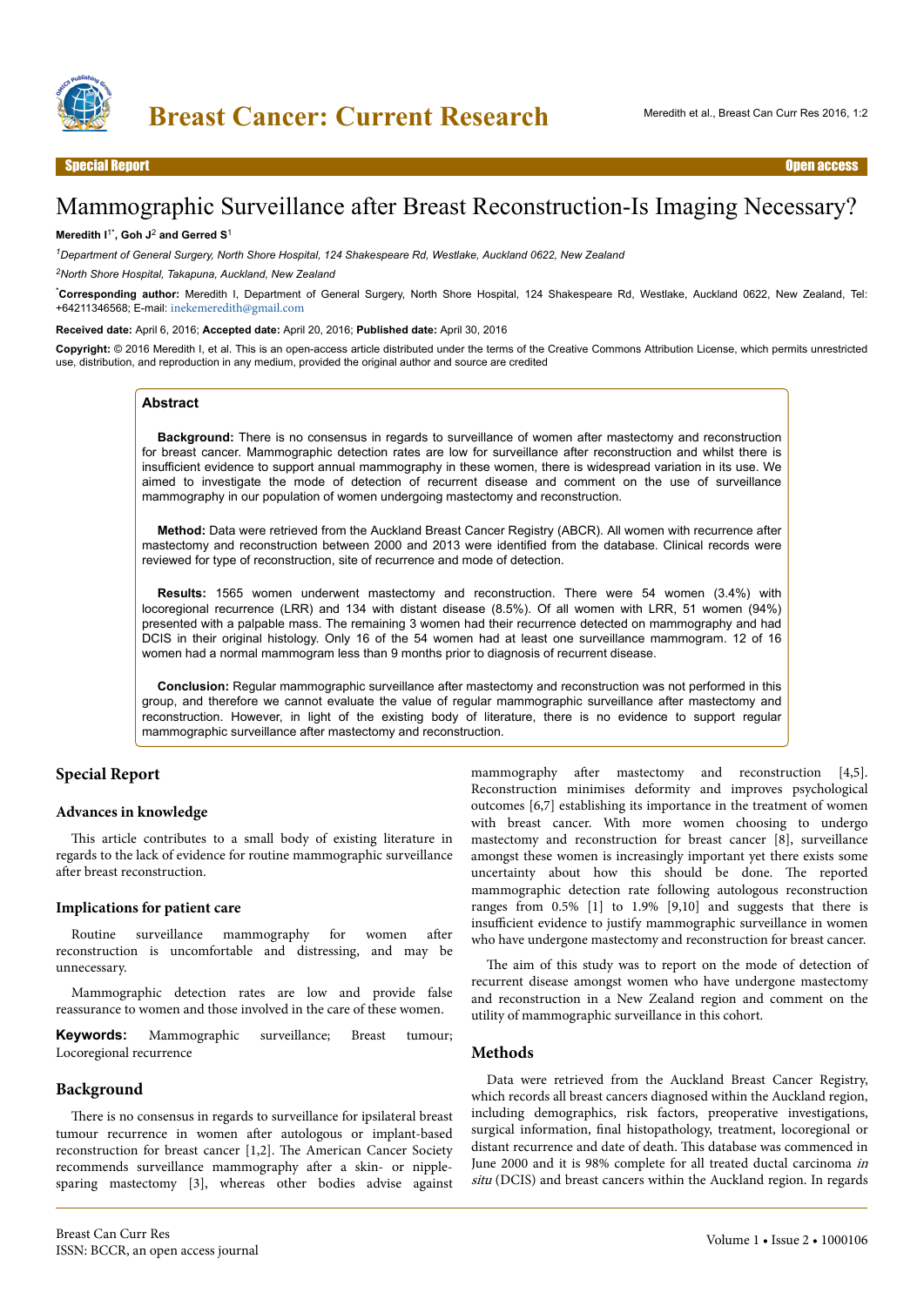Special Report · Open access

# Mammographic Surveillance after Breast Reconstruction-Is Imaging Necessary?

**Meredith I[1*], Goh J[2] and Gerred S[1]**

*[1]Department of General Surgery, North Shore Hospital, 124 Shakespeare Rd, Westlake, Auckland 0622, New Zealand*

*[2]North Shore Hospital, Takapuna, Auckland, New Zealand*

[*]**Corresponding author:** Meredith I, Department of General Surgery, North Shore Hospital, 124 Shakespeare Rd, Westlake, Auckland 0622, New Zealand, Tel: +64211346568; E-mail: inekemeredith@gmail.com

**Received date:** April 6, 2016; **Accepted date:** April 20, 2016; **Published date:** April 30, 2016

**Copyright:** © 2016 Meredith I, et al. This is an open-access article distributed under the terms of the Creative Commons Attribution License, which permits unrestricted use, distribution, and reproduction in any medium, provided the original author and source are credited

## Abstract

**Background:** There is no consensus in regards to surveillance of women after mastectomy and reconstruction for breast cancer. Mammographic detection rates are low for surveillance after reconstruction and whilst there is insufficient evidence to support annual mammography in these women, there is widespread variation in its use. We aimed to investigate the mode of detection of recurrent disease and comment on the use of surveillance mammography in our population of women undergoing mastectomy and reconstruction.

**Method:** Data were retrieved from the Auckland Breast Cancer Registry (ABCR). All women with recurrence after mastectomy and reconstruction between 2000 and 2013 were identified from the database. Clinical records were reviewed for type of reconstruction, site of recurrence and mode of detection.

**Results:** 1565 women underwent mastectomy and reconstruction. There were 54 women (3.4%) with locoregional recurrence (LRR) and 134 with distant disease (8.5%). Of all women with LRR, 51 women (94%) presented with a palpable mass. The remaining 3 women had their recurrence detected on mammography and had DCIS in their original histology. Only 16 of the 54 women had at least one surveillance mammogram. 12 of 16 women had a normal mammogram less than 9 months prior to diagnosis of recurrent disease.

**Conclusion:** Regular mammographic surveillance after mastectomy and reconstruction was not performed in this group, and therefore we cannot evaluate the value of regular mammographic surveillance after mastectomy and reconstruction. However, in light of the existing body of literature, there is no evidence to support regular mammographic surveillance after mastectomy and reconstruction.

## Special Report

### Advances in knowledge

This article contributes to a small body of existing literature in regards to the lack of evidence for routine mammographic surveillance after breast reconstruction.

### Implications for patient care

Routine surveillance mammography for women after reconstruction is uncomfortable and distressing, and may be unnecessary.

Mammographic detection rates are low and provide false reassurance to women and those involved in the care of these women.

**Keywords:** Mammographic surveillance; Breast tumour; Locoregional recurrence

## Background

There is no consensus in regards to surveillance for ipsilateral breast tumour recurrence in women after autologous or implant-based reconstruction for breast cancer [1,2]. The American Cancer Society recommends surveillance mammography after a skin- or nipple-sparing mastectomy [3], whereas other bodies advise against mammography after mastectomy and reconstruction [4,5]. Reconstruction minimises deformity and improves psychological outcomes [6,7] establishing its importance in the treatment of women with breast cancer. With more women choosing to undergo mastectomy and reconstruction for breast cancer [8], surveillance amongst these women is increasingly important yet there exists some uncertainty about how this should be done. The reported mammographic detection rate following autologous reconstruction ranges from 0.5% [1] to 1.9% [9,10] and suggests that there is insufficient evidence to justify mammographic surveillance in women who have undergone mastectomy and reconstruction for breast cancer.

The aim of this study was to report on the mode of detection of recurrent disease amongst women who have undergone mastectomy and reconstruction in a New Zealand region and comment on the utility of mammographic surveillance in this cohort.

## Methods

Data were retrieved from the Auckland Breast Cancer Registry, which records all breast cancers diagnosed within the Auckland region, including demographics, risk factors, preoperative investigations, surgical information, final histopathology, treatment, locoregional or distant recurrence and date of death. This database was commenced in June 2000 and it is 98% complete for all treated ductal carcinoma *in situ* (DCIS) and breast cancers within the Auckland region. In regards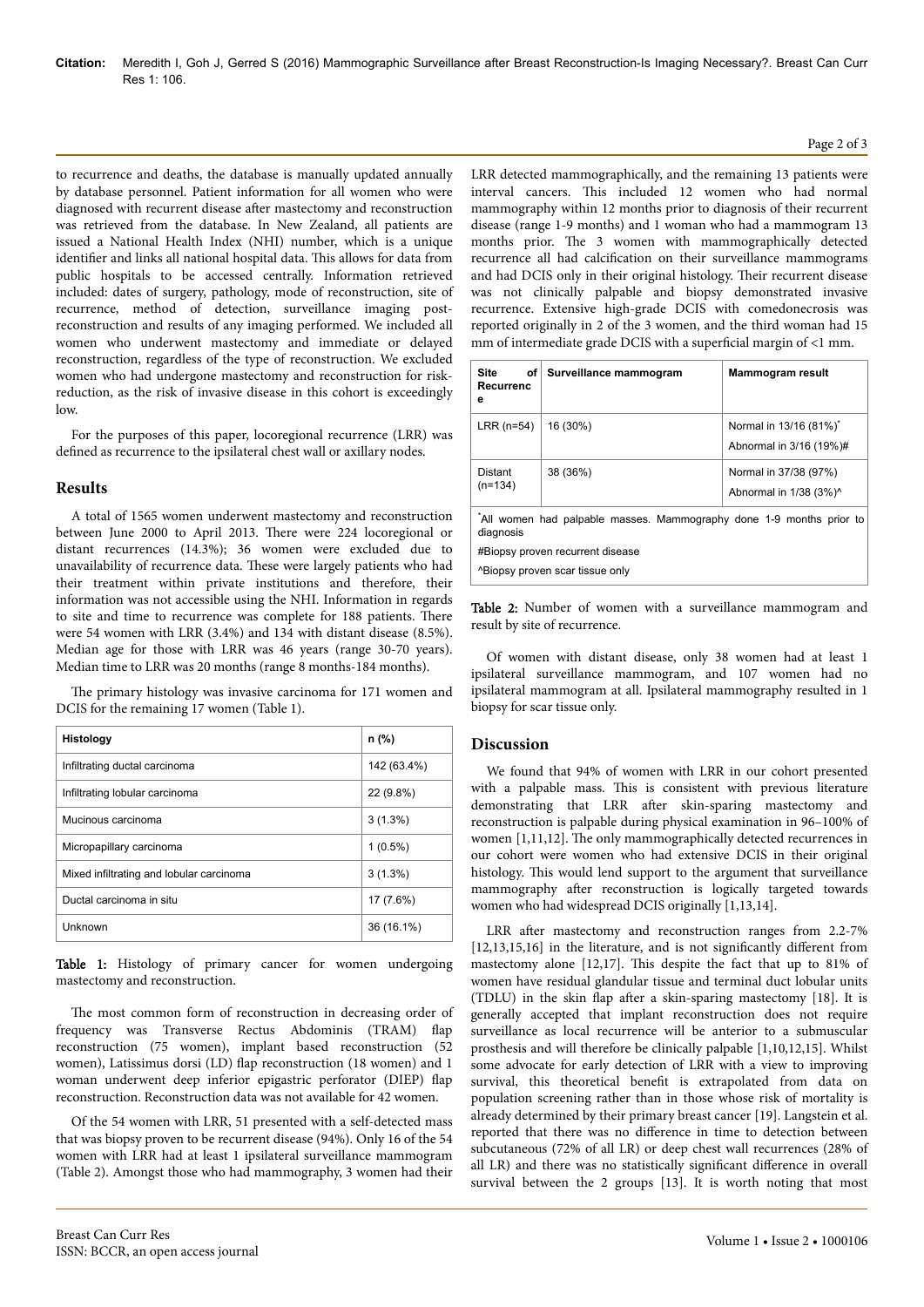to recurrence and deaths, the database is manually updated annually by database personnel. Patient information for all women who were diagnosed with recurrent disease after mastectomy and reconstruction was retrieved from the database. In New Zealand, all patients are issued a National Health Index (NHI) number, which is a unique identifier and links all national hospital data. This allows for data from public hospitals to be accessed centrally. Information retrieved included: dates of surgery, pathology, mode of reconstruction, site of recurrence, method of detection, surveillance imaging post-reconstruction and results of any imaging performed. We included all women who underwent mastectomy and immediate or delayed reconstruction, regardless of the type of reconstruction. We excluded women who had undergone mastectomy and reconstruction for risk-reduction, as the risk of invasive disease in this cohort is exceedingly low.

For the purposes of this paper, locoregional recurrence (LRR) was defined as recurrence to the ipsilateral chest wall or axillary nodes.

## Results

A total of 1565 women underwent mastectomy and reconstruction between June 2000 to April 2013. There were 224 locoregional or distant recurrences (14.3%); 36 women were excluded due to unavailability of recurrence data. These were largely patients who had their treatment within private institutions and therefore, their information was not accessible using the NHI. Information in regards to site and time to recurrence was complete for 188 patients. There were 54 women with LRR (3.4%) and 134 with distant disease (8.5%). Median age for those with LRR was 46 years (range 30-70 years). Median time to LRR was 20 months (range 8 months-184 months).

The primary histology was invasive carcinoma for 171 women and DCIS for the remaining 17 women (Table 1).

| Histology | n (%) |
|---|---|
| Infiltrating ductal carcinoma | 142 (63.4%) |
| Infiltrating lobular carcinoma | 22 (9.8%) |
| Mucinous carcinoma | 3 (1.3%) |
| Micropapillary carcinoma | 1 (0.5%) |
| Mixed infiltrating and lobular carcinoma | 3 (1.3%) |
| Ductal carcinoma in situ | 17 (7.6%) |
| Unknown | 36 (16.1%) |

**Table 1:** Histology of primary cancer for women undergoing mastectomy and reconstruction.

The most common form of reconstruction in decreasing order of frequency was Transverse Rectus Abdominis (TRAM) flap reconstruction (75 women), implant based reconstruction (52 women), Latissimus dorsi (LD) flap reconstruction (18 women) and 1 woman underwent deep inferior epigastric perforator (DIEP) flap reconstruction. Reconstruction data was not available for 42 women.

Of the 54 women with LRR, 51 presented with a self-detected mass that was biopsy proven to be recurrent disease (94%). Only 16 of the 54 women with LRR had at least 1 ipsilateral surveillance mammogram (Table 2). Amongst those who had mammography, 3 women had their LRR detected mammographically, and the remaining 13 patients were interval cancers. This included 12 women who had normal mammography within 12 months prior to diagnosis of their recurrent disease (range 1-9 months) and 1 woman who had a mammogram 13 months prior. The 3 women with mammographically detected recurrence all had calcification on their surveillance mammograms and had DCIS only in their original histology. Their recurrent disease was not clinically palpable and biopsy demonstrated invasive recurrence. Extensive high-grade DCIS with comedonecrosis was reported originally in 2 of the 3 women, and the third woman had 15 mm of intermediate grade DCIS with a superficial margin of <1 mm.

| Site of Recurrence | Surveillance mammogram | Mammogram result |
|---|---|---|
| LRR (n=54) | 16 (30%) | Normal in 13/16 (81%)* <br> Abnormal in 3/16 (19%)# |
| Distant (n=134) | 38 (36%) | Normal in 37/38 (97%) <br> Abnormal in 1/38 (3%)^ |

*All women had palpable masses. Mammography done 1-9 months prior to diagnosis

#Biopsy proven recurrent disease

^Biopsy proven scar tissue only

**Table 2:** Number of women with a surveillance mammogram and result by site of recurrence.

Of women with distant disease, only 38 women had at least 1 ipsilateral surveillance mammogram, and 107 women had no ipsilateral mammogram at all. Ipsilateral mammography resulted in 1 biopsy for scar tissue only.

## Discussion

We found that 94% of women with LRR in our cohort presented with a palpable mass. This is consistent with previous literature demonstrating that LRR after skin-sparing mastectomy and reconstruction is palpable during physical examination in 96–100% of women [1,11,12]. The only mammographically detected recurrences in our cohort were women who had extensive DCIS in their original histology. This would lend support to the argument that surveillance mammography after reconstruction is logically targeted towards women who had widespread DCIS originally [1,13,14].

LRR after mastectomy and reconstruction ranges from 2.2-7% [12,13,15,16] in the literature, and is not significantly different from mastectomy alone [12,17]. This despite the fact that up to 81% of women have residual glandular tissue and terminal duct lobular units (TDLU) in the skin flap after a skin-sparing mastectomy [18]. It is generally accepted that implant reconstruction does not require surveillance as local recurrence will be anterior to a submuscular prosthesis and will therefore be clinically palpable [1,10,12,15]. Whilst some advocate for early detection of LRR with a view to improving survival, this theoretical benefit is extrapolated from data on population screening rather than in those whose risk of mortality is already determined by their primary breast cancer [19]. Langstein et al. reported that there was no difference in time to detection between subcutaneous (72% of all LR) or deep chest wall recurrences (28% of all LR) and there was no statistically significant difference in overall survival between the 2 groups [13]. It is worth noting that most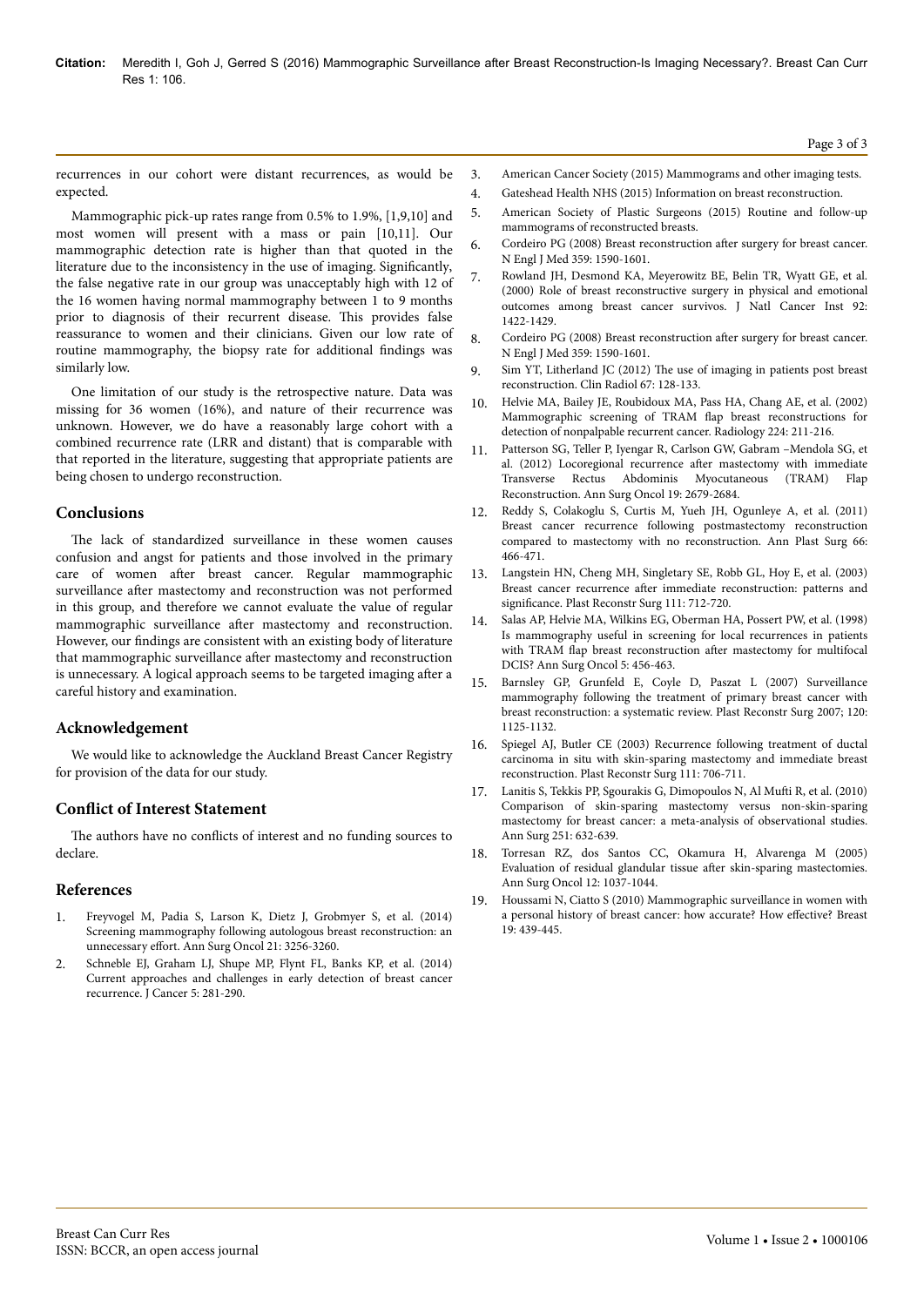recurrences in our cohort were distant recurrences, as would be expected.

Mammographic pick-up rates range from 0.5% to 1.9%, [1,9,10] and most women will present with a mass or pain [10,11]. Our mammographic detection rate is higher than that quoted in the literature due to the inconsistency in the use of imaging. Significantly, the false negative rate in our group was unacceptably high with 12 of the 16 women having normal mammography between 1 to 9 months prior to diagnosis of their recurrent disease. This provides false reassurance to women and their clinicians. Given our low rate of routine mammography, the biopsy rate for additional findings was similarly low.

One limitation of our study is the retrospective nature. Data was missing for 36 women (16%), and nature of their recurrence was unknown. However, we do have a reasonably large cohort with a combined recurrence rate (LRR and distant) that is comparable with that reported in the literature, suggesting that appropriate patients are being chosen to undergo reconstruction.

## Conclusions

The lack of standardized surveillance in these women causes confusion and angst for patients and those involved in the primary care of women after breast cancer. Regular mammographic surveillance after mastectomy and reconstruction was not performed in this group, and therefore we cannot evaluate the value of regular mammographic surveillance after mastectomy and reconstruction. However, our findings are consistent with an existing body of literature that mammographic surveillance after mastectomy and reconstruction is unnecessary. A logical approach seems to be targeted imaging after a careful history and examination.

## Acknowledgement

We would like to acknowledge the Auckland Breast Cancer Registry for provision of the data for our study.

## Conflict of Interest Statement

The authors have no conflicts of interest and no funding sources to declare.

## References

1. Freyvogel M, Padia S, Larson K, Dietz J, Grobmyer S, et al. (2014) Screening mammography following autologous breast reconstruction: an unnecessary effort. Ann Surg Oncol 21: 3256-3260.
2. Schneble EJ, Graham LJ, Shupe MP, Flynt FL, Banks KP, et al. (2014) Current approaches and challenges in early detection of breast cancer recurrence. J Cancer 5: 281-290.
3. American Cancer Society (2015) Mammograms and other imaging tests.
4. Gateshead Health NHS (2015) Information on breast reconstruction.
5. American Society of Plastic Surgeons (2015) Routine and follow-up mammograms of reconstructed breasts.
6. Cordeiro PG (2008) Breast reconstruction after surgery for breast cancer. N Engl J Med 359: 1590-1601.
7. Rowland JH, Desmond KA, Meyerowitz BE, Belin TR, Wyatt GE, et al. (2000) Role of breast reconstructive surgery in physical and emotional outcomes among breast cancer survivos. J Natl Cancer Inst 92: 1422-1429.
8. Cordeiro PG (2008) Breast reconstruction after surgery for breast cancer. N Engl J Med 359: 1590-1601.
9. Sim YT, Litherland JC (2012) The use of imaging in patients post breast reconstruction. Clin Radiol 67: 128-133.
10. Helvie MA, Bailey JE, Roubidoux MA, Pass HA, Chang AE, et al. (2002) Mammographic screening of TRAM flap breast reconstructions for detection of nonpalpable recurrent cancer. Radiology 224: 211-216.
11. Patterson SG, Teller P, Iyengar R, Carlson GW, Gabram –Mendola SG, et al. (2012) Locoregional recurrence after mastectomy with immediate Transverse Rectus Abdominis Myocutaneous (TRAM) Flap Reconstruction. Ann Surg Oncol 19: 2679-2684.
12. Reddy S, Colakoglu S, Curtis M, Yueh JH, Ogunleye A, et al. (2011) Breast cancer recurrence following postmastectomy reconstruction compared to mastectomy with no reconstruction. Ann Plast Surg 66: 466-471.
13. Langstein HN, Cheng MH, Singletary SE, Robb GL, Hoy E, et al. (2003) Breast cancer recurrence after immediate reconstruction: patterns and significance. Plast Reconstr Surg 111: 712-720.
14. Salas AP, Helvie MA, Wilkins EG, Oberman HA, Possert PW, et al. (1998) Is mammography useful in screening for local recurrences in patients with TRAM flap breast reconstruction after mastectomy for multifocal DCIS? Ann Surg Oncol 5: 456-463.
15. Barnsley GP, Grunfeld E, Coyle D, Paszat L (2007) Surveillance mammography following the treatment of primary breast cancer with breast reconstruction: a systematic review. Plast Reconstr Surg 2007; 120: 1125-1132.
16. Spiegel AJ, Butler CE (2003) Recurrence following treatment of ductal carcinoma in situ with skin-sparing mastectomy and immediate breast reconstruction. Plast Reconstr Surg 111: 706-711.
17. Lanitis S, Tekkis PP, Sgourakis G, Dimopoulos N, Al Mufti R, et al. (2010) Comparison of skin-sparing mastectomy versus non-skin-sparing mastectomy for breast cancer: a meta-analysis of observational studies. Ann Surg 251: 632-639.
18. Torresan RZ, dos Santos CC, Okamura H, Alvarenga M (2005) Evaluation of residual glandular tissue after skin-sparing mastectomies. Ann Surg Oncol 12: 1037-1044.
19. Houssami N, Ciatto S (2010) Mammographic surveillance in women with a personal history of breast cancer: how accurate? How effective? Breast 19: 439-445.